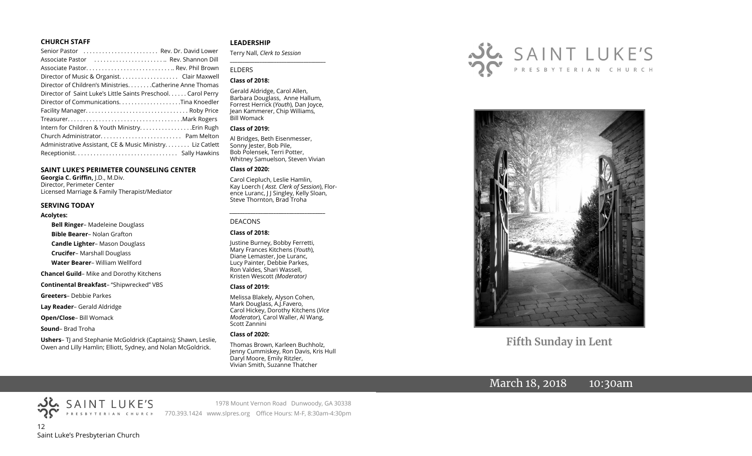## CHURCH STAFF

Senior Pastor . . . . . . . . . . . . . . . . . . . . . . . Rev. Dr. David Lower
Associate Pastor . . . . . . . . . . . . . . . . . . . . . .. Rev. Shannon Dill
Associate Pastor. . . . . . . . . . . . . . . . . . . . . . . . . . .. Rev. Phil Brown
Director of Music & Organist. . . . . . . . . . . . . . . . . . Clair Maxwell
Director of Children's Ministries. . . . . . . .Catherine Anne Thomas
Director of Saint Luke's Little Saints Preschool. . . . . . Carol Perry
Director of Communications. . . . . . . . . . . . . . . . . . . .Tina Knoedler
Facility Manager. . . . . . . . . . . . . . . . . . . . . . . . . . . . . . . . Roby Price
Treasurer. . . . . . . . . . . . . . . . . . . . . . . . . . . . . . . . . . . .Mark Rogers
Intern for Children & Youth Ministry. . . . . . . . . . . . . . . . .Erin Rugh
Church Administrator. . . . . . . . . . . . . . . . . . . . . . . . . Pam Melton
Administrative Assistant, CE & Music Ministry. . . . . . . . Liz Catlett
Receptionist. . . . . . . . . . . . . . . . . . . . . . . . . . . . . . . . Sally Hawkins

## SAINT LUKE'S PERIMETER COUNSELING CENTER

**Georgia C. Griffin,** J.D., M.Div.
Director, Perimeter Center
Licensed Marriage & Family Therapist/Mediator

## SERVING TODAY

**Acolytes:**

**Bell Ringer**– Madeleine Douglass
**Bible Bearer**– Nolan Grafton
**Candle Lighter**– Mason Douglass
**Crucifer**– Marshall Douglass
**Water Bearer**– William Wellford

**Chancel Guild**– Mike and Dorothy Kitchens

**Continental Breakfast**– "Shipwrecked" VBS

**Greeters**– Debbie Parkes

**Lay Reader**– Gerald Aldridge

**Open/Close**– Bill Womack

**Sound**– Brad Troha

**Ushers**– TJ and Stephanie McGoldrick (Captains); Shawn, Leslie, Owen and Lilly Hamlin; Elliott, Sydney, and Nolan McGoldrick.

## LEADERSHIP

Terry Nall, *Clerk to Session*

### ELDERS

**Class of 2018:**

Gerald Aldridge, Carol Allen, Barbara Douglass, Anne Hallum, Forrest Herrick (*Youth*), Dan Joyce, Jean Kammerer, Chip Williams, Bill Womack

**Class of 2019:**

Al Bridges, Beth Eisenmesser, Sonny Jester, Bob Pile, Bob Polensek, Terri Potter, Whitney Samuelson, Steven Vivian

**Class of 2020:**

Carol Ciepluch, Leslie Hamlin, Kay Loerch ( *Asst. Clerk of Session*), Florence Luranc, J J Singley, Kelly Sloan, Steve Thornton, Brad Troha

### DEACONS

**Class of 2018:**

Justine Burney, Bobby Ferretti, Mary Frances Kitchens (*Youth*), Diane Lemaster, Joe Luranc, Lucy Painter, Debbie Parkes, Ron Valdes, Shari Wassell, Kristen Wescott *(Moderator)*

**Class of 2019:**

Melissa Blakely, Alyson Cohen, Mark Douglass, A.J.Favero, Carol Hickey, Dorothy Kitchens (*Vice Moderator*), Carol Waller, Al Wang, Scott Zannini

**Class of 2020:**

Thomas Brown, Karleen Buchholz, Jenny Cummiskey, Ron Davis, Kris Hull, Daryl Moore, Emily Ritzler, Vivian Smith, Suzanne Thatcher

---

# SAINT LUKE'S PRESBYTERIAN CHURCH

## Fifth Sunday in Lent

March 18, 2018 10:30am

SAINT LUKE'S PRESBYTERIAN CHURCH
1978 Mount Vernon Road Dunwoody, GA 30338
770.393.1424 www.slpres.org Office Hours: M-F, 8:30am-4:30pm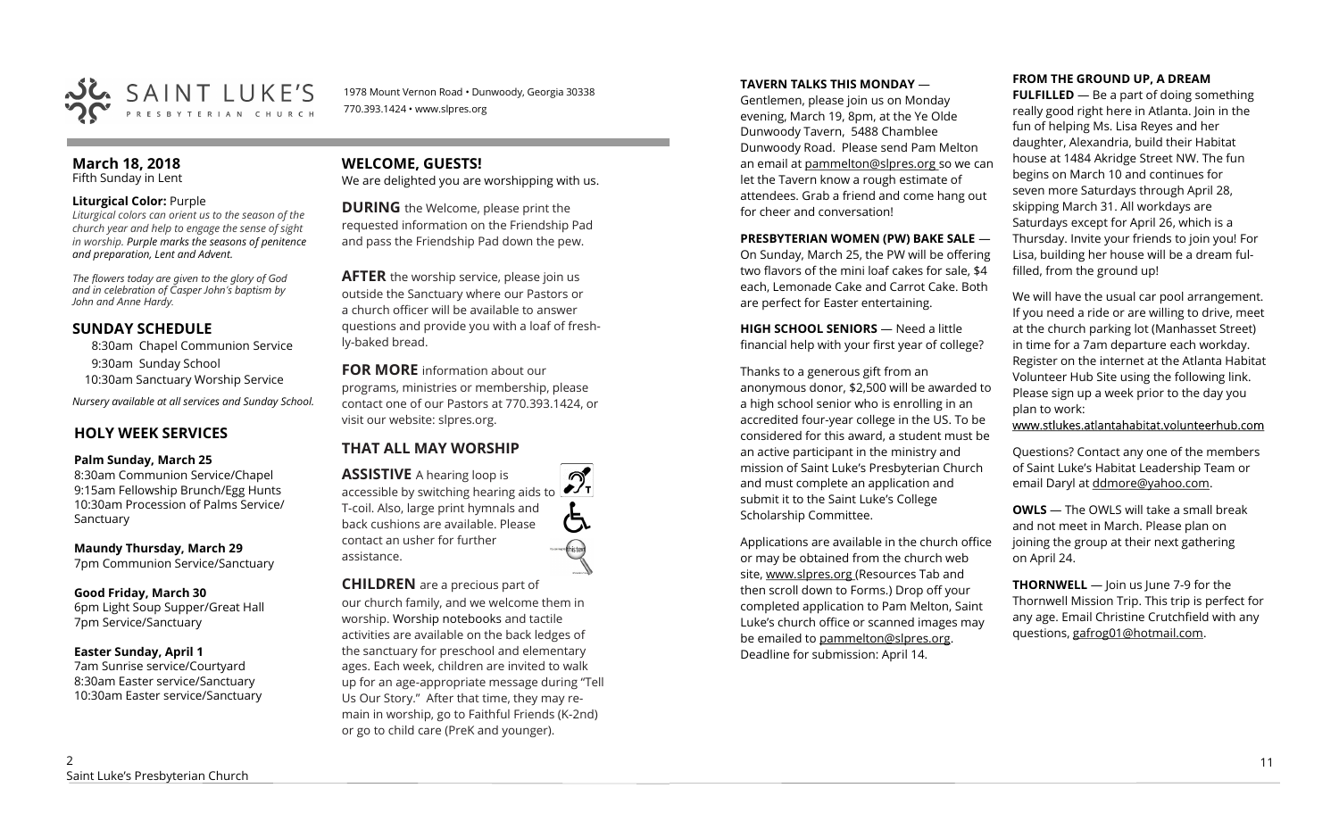SAINT LUKE'S PRESBYTERIAN CHURCH

1978 Mount Vernon Road • Dunwoody, Georgia 30338
770.393.1424 • www.slpres.org

## March 18, 2018
Fifth Sunday in Lent

**Liturgical Color:** Purple
*Liturgical colors can orient us to the season of the church year and help to engage the sense of sight in worship. Purple marks the seasons of penitence and preparation, Lent and Advent.*

*The flowers today are given to the glory of God and in celebration of Casper John's baptism by John and Anne Hardy.*

## SUNDAY SCHEDULE

8:30am Chapel Communion Service
9:30am Sunday School
10:30am Sanctuary Worship Service

*Nursery available at all services and Sunday School.*

## HOLY WEEK SERVICES

**Palm Sunday, March 25**
8:30am Communion Service/Chapel
9:15am Fellowship Brunch/Egg Hunts
10:30am Procession of Palms Service/ Sanctuary

**Maundy Thursday, March 29**
7pm Communion Service/Sanctuary

**Good Friday, March 30**
6pm Light Soup Supper/Great Hall
7pm Service/Sanctuary

**Easter Sunday, April 1**
7am Sunrise service/Courtyard
8:30am Easter service/Sanctuary
10:30am Easter service/Sanctuary

## WELCOME, GUESTS!
We are delighted you are worshipping with us.

**DURING** the Welcome, please print the requested information on the Friendship Pad and pass the Friendship Pad down the pew.

**AFTER** the worship service, please join us outside the Sanctuary where our Pastors or a church officer will be available to answer questions and provide you with a loaf of freshly-baked bread.

**FOR MORE** information about our programs, ministries or membership, please contact one of our Pastors at 770.393.1424, or visit our website: slpres.org.

## THAT ALL MAY WORSHIP

**ASSISTIVE** A hearing loop is accessible by switching hearing aids to T-coil. Also, large print hymnals and back cushions are available. Please contact an usher for further assistance.

**CHILDREN** are a precious part of our church family, and we welcome them in worship. Worship notebooks and tactile activities are available on the back ledges of the sanctuary for preschool and elementary ages. Each week, children are invited to walk up for an age-appropriate message during "Tell Us Our Story." After that time, they may remain in worship, go to Faithful Friends (K-2nd) or go to child care (PreK and younger).

**TAVERN TALKS THIS MONDAY** — Gentlemen, please join us on Monday evening, March 19, 8pm, at the Ye Olde Dunwoody Tavern, 5488 Chamblee Dunwoody Road. Please send Pam Melton an email at pammelton@slpres.org so we can let the Tavern know a rough estimate of attendees. Grab a friend and come hang out for cheer and conversation!

**PRESBYTERIAN WOMEN (PW) BAKE SALE** — On Sunday, March 25, the PW will be offering two flavors of the mini loaf cakes for sale, $4 each, Lemonade Cake and Carrot Cake. Both are perfect for Easter entertaining.

**HIGH SCHOOL SENIORS** — Need a little financial help with your first year of college?

Thanks to a generous gift from an anonymous donor, $2,500 will be awarded to a high school senior who is enrolling in an accredited four-year college in the US. To be considered for this award, a student must be an active participant in the ministry and mission of Saint Luke's Presbyterian Church and must complete an application and submit it to the Saint Luke's College Scholarship Committee.

Applications are available in the church office or may be obtained from the church web site, www.slpres.org (Resources Tab and then scroll down to Forms.) Drop off your completed application to Pam Melton, Saint Luke's church office or scanned images may be emailed to pammelton@slpres.org. Deadline for submission: April 14.

**FROM THE GROUND UP, A DREAM FULFILLED** — Be a part of doing something really good right here in Atlanta. Join in the fun of helping Ms. Lisa Reyes and her daughter, Alexandria, build their Habitat house at 1484 Akridge Street NW. The fun begins on March 10 and continues for seven more Saturdays through April 28, skipping March 31. All workdays are Saturdays except for April 26, which is a Thursday. Invite your friends to join you! For Lisa, building her house will be a dream fulfilled, from the ground up!

We will have the usual car pool arrangement. If you need a ride or are willing to drive, meet at the church parking lot (Manhasset Street) in time for a 7am departure each workday. Register on the internet at the Atlanta Habitat Volunteer Hub Site using the following link. Please sign up a week prior to the day you plan to work:
www.stlukes.atlantahabitat.volunteerhub.com

Questions? Contact any one of the members of Saint Luke's Habitat Leadership Team or email Daryl at ddmore@yahoo.com.

**OWLS** — The OWLS will take a small break and not meet in March. Please plan on joining the group at their next gathering on April 24.

**THORNWELL** — Join us June 7-9 for the Thornwell Mission Trip. This trip is perfect for any age. Email Christine Crutchfield with any questions, gafrog01@hotmail.com.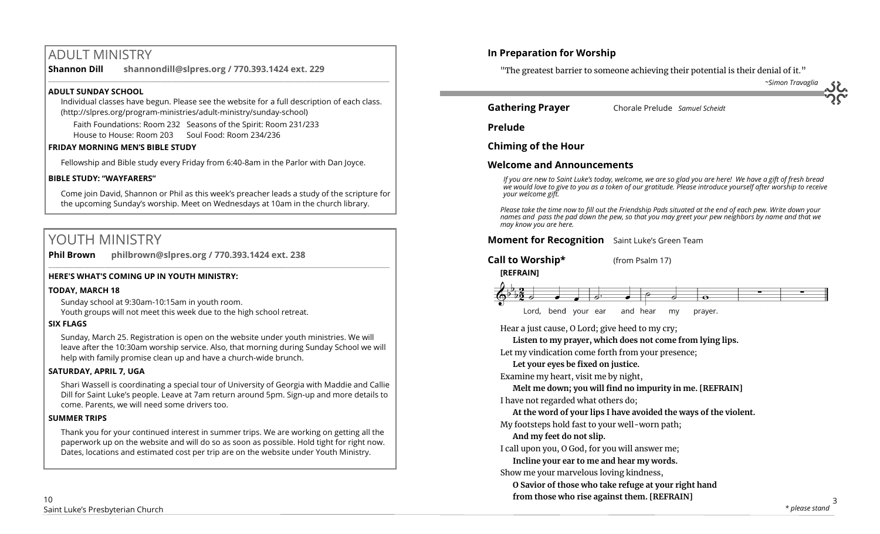# ADULT MINISTRY

**Shannon Dill** **shannondill@slpres.org / 770.393.1424 ext. 229**

### ADULT SUNDAY SCHOOL

Individual classes have begun. Please see the website for a full description of each class. (http://slpres.org/program-ministries/adult-ministry/sunday-school)

Faith Foundations: Room 232 Seasons of the Spirit: Room 231/233
House to House: Room 203 Soul Food: Room 234/236

### FRIDAY MORNING MEN'S BIBLE STUDY

Fellowship and Bible study every Friday from 6:40-8am in the Parlor with Dan Joyce.

### BIBLE STUDY: "WAYFARERS"

Come join David, Shannon or Phil as this week's preacher leads a study of the scripture for the upcoming Sunday's worship. Meet on Wednesdays at 10am in the church library.

# YOUTH MINISTRY

**Phil Brown** **philbrown@slpres.org / 770.393.1424 ext. 238**

### HERE'S WHAT'S COMING UP IN YOUTH MINISTRY:

### TODAY, MARCH 18

Sunday school at 9:30am-10:15am in youth room.
Youth groups will not meet this week due to the high school retreat.

### SIX FLAGS

Sunday, March 25. Registration is open on the website under youth ministries. We will leave after the 10:30am worship service. Also, that morning during Sunday School we will help with family promise clean up and have a church-wide brunch.

### SATURDAY, APRIL 7, UGA

Shari Wassell is coordinating a special tour of University of Georgia with Maddie and Callie Dill for Saint Luke's people. Leave at 7am return around 5pm. Sign-up and more details to come. Parents, we will need some drivers too.

### SUMMER TRIPS

Thank you for your continued interest in summer trips. We are working on getting all the paperwork up on the website and will do so as soon as possible. Hold tight for right now. Dates, locations and estimated cost per trip are on the website under Youth Ministry.

## In Preparation for Worship

"The greatest barrier to someone achieving their potential is their denial of it."
*~Simon Travaglia*

**Gathering Prayer** Chorale Prelude *Samuel Scheidt*

**Prelude**

**Chiming of the Hour**

**Welcome and Announcements**

*If you are new to Saint Luke's today, welcome, we are so glad you are here! We have a gift of fresh bread we would love to give to you as a token of our gratitude. Please introduce yourself after worship to receive your welcome gift.*

*Please take the time now to fill out the Friendship Pads situated at the end of each pew. Write down your names and pass the pad down the pew, so that you may greet your pew neighbors by name and that we may know you are here.*

**Moment for Recognition** Saint Luke's Green Team

**Call to Worship*** (from Psalm 17)

**[REFRAIN]**

Lord, bend your ear and hear my prayer.

Hear a just cause, O Lord; give heed to my cry;
**Listen to my prayer, which does not come from lying lips.**
Let my vindication come forth from your presence;
**Let your eyes be fixed on justice.**
Examine my heart, visit me by night,
**Melt me down; you will find no impurity in me. [REFRAIN]**
I have not regarded what others do;
**At the word of your lips I have avoided the ways of the violent.**
My footsteps hold fast to your well-worn path;
**And my feet do not slip.**
I call upon you, O God, for you will answer me;
**Incline your ear to me and hear my words.**
Show me your marvelous loving kindness,
**O Savior of those who take refuge at your right hand from those who rise against them. [REFRAIN]**

*\* please stand*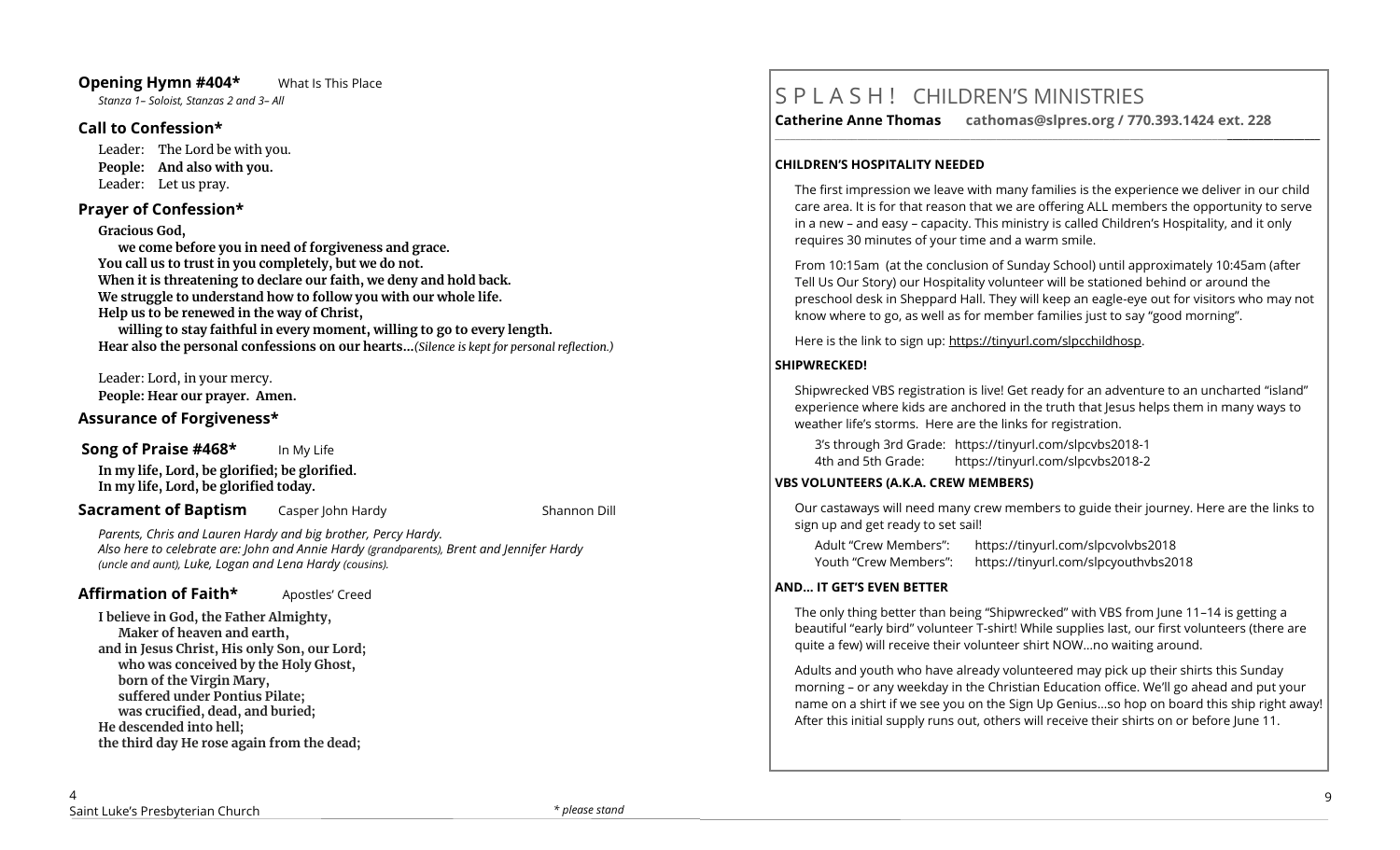### **Opening Hymn #404*** What Is This Place

*Stanza 1– Soloist, Stanzas 2 and 3– All*

### **Call to Confession***

Leader: The Lord be with you.
**People: And also with you.**
Leader: Let us pray.

### **Prayer of Confession***

**Gracious God,**
**we come before you in need of forgiveness and grace.**
**You call us to trust in you completely, but we do not.**
**When it is threatening to declare our faith, we deny and hold back.**
**We struggle to understand how to follow you with our whole life.**
**Help us to be renewed in the way of Christ,**
**willing to stay faithful in every moment, willing to go to every length.**
**Hear also the personal confessions on our hearts…***(Silence is kept for personal reflection.)*

Leader: Lord, in your mercy.
**People: Hear our prayer. Amen.**

### **Assurance of Forgiveness***

### **Song of Praise #468*** In My Life

**In my life, Lord, be glorified; be glorified.**
**In my life, Lord, be glorified today.**

### **Sacrament of Baptism** Casper John Hardy Shannon Dill

*Parents, Chris and Lauren Hardy and big brother, Percy Hardy.*
*Also here to celebrate are: John and Annie Hardy (grandparents), Brent and Jennifer Hardy (uncle and aunt), Luke, Logan and Lena Hardy (cousins).*

### **Affirmation of Faith*** Apostles' Creed

**I believe in God, the Father Almighty,**
**Maker of heaven and earth,**
**and in Jesus Christ, His only Son, our Lord;**
**who was conceived by the Holy Ghost,**
**born of the Virgin Mary,**
**suffered under Pontius Pilate;**
**was crucified, dead, and buried;**
**He descended into hell;**
**the third day He rose again from the dead;**

*\* please stand*

# S P L A S H ! CHILDREN'S MINISTRIES

**Catherine Anne Thomas cathomas@slpres.org / 770.393.1424 ext. 228**

**CHILDREN'S HOSPITALITY NEEDED**

The first impression we leave with many families is the experience we deliver in our child care area. It is for that reason that we are offering ALL members the opportunity to serve in a new – and easy – capacity. This ministry is called Children's Hospitality, and it only requires 30 minutes of your time and a warm smile.

From 10:15am (at the conclusion of Sunday School) until approximately 10:45am (after Tell Us Our Story) our Hospitality volunteer will be stationed behind or around the preschool desk in Sheppard Hall. They will keep an eagle-eye out for visitors who may not know where to go, as well as for member families just to say "good morning".

Here is the link to sign up: https://tinyurl.com/slpcchildhosp.

**SHIPWRECKED!**

Shipwrecked VBS registration is live! Get ready for an adventure to an uncharted "island" experience where kids are anchored in the truth that Jesus helps them in many ways to weather life's storms. Here are the links for registration.

3's through 3rd Grade: https://tinyurl.com/slpcvbs2018-1
4th and 5th Grade: https://tinyurl.com/slpcvbs2018-2

**VBS VOLUNTEERS (A.K.A. CREW MEMBERS)**

Our castaways will need many crew members to guide their journey. Here are the links to sign up and get ready to set sail!

Adult "Crew Members": https://tinyurl.com/slpcvolvbs2018
Youth "Crew Members": https://tinyurl.com/slpcyouthvbs2018

**AND… IT GET'S EVEN BETTER**

The only thing better than being "Shipwrecked" with VBS from June 11–14 is getting a beautiful "early bird" volunteer T-shirt! While supplies last, our first volunteers (there are quite a few) will receive their volunteer shirt NOW…no waiting around.

Adults and youth who have already volunteered may pick up their shirts this Sunday morning – or any weekday in the Christian Education office. We'll go ahead and put your name on a shirt if we see you on the Sign Up Genius…so hop on board this ship right away! After this initial supply runs out, others will receive their shirts on or before June 11.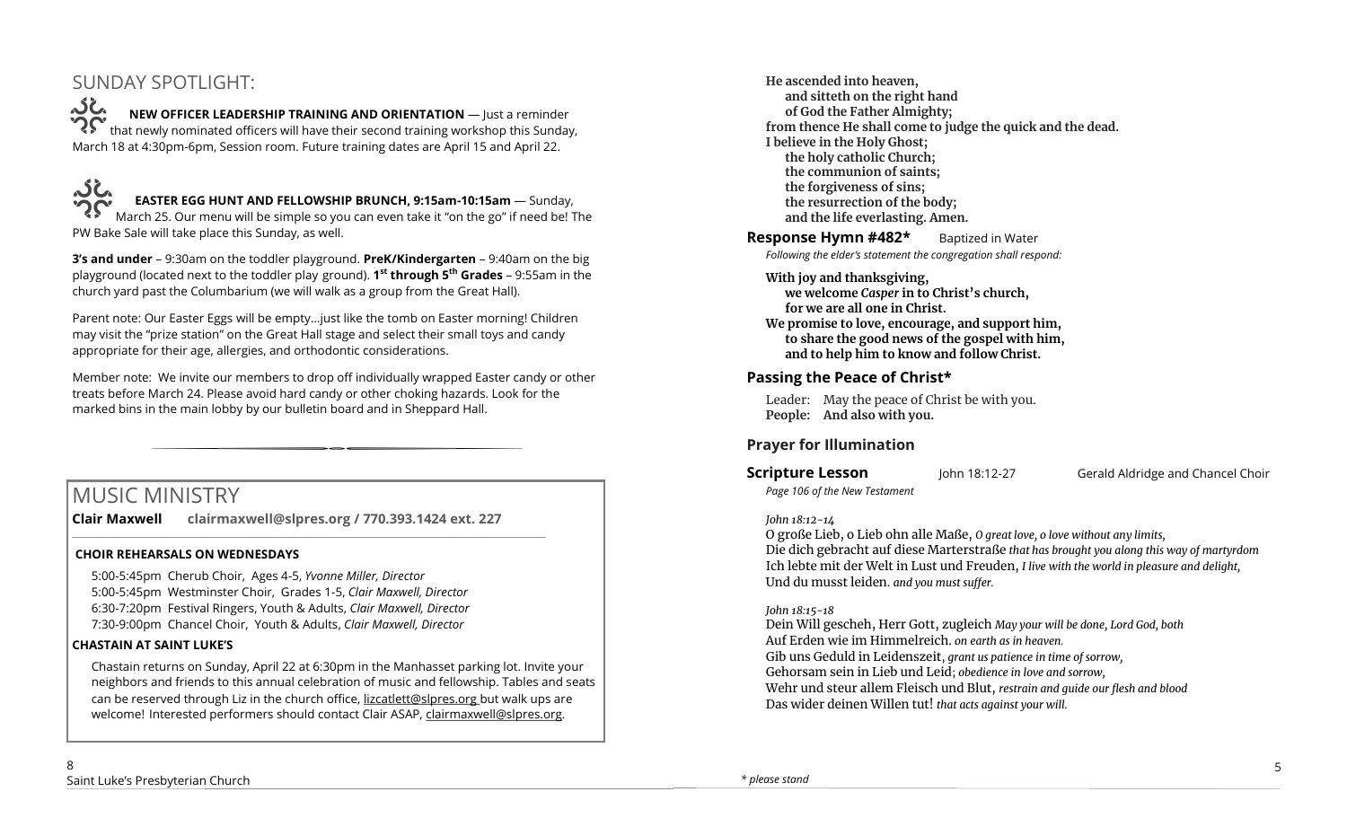## SUNDAY SPOTLIGHT:

**NEW OFFICER LEADERSHIP TRAINING AND ORIENTATION** — Just a reminder that newly nominated officers will have their second training workshop this Sunday, March 18 at 4:30pm-6pm, Session room. Future training dates are April 15 and April 22.

**EASTER EGG HUNT AND FELLOWSHIP BRUNCH, 9:15am-10:15am** — Sunday, March 25. Our menu will be simple so you can even take it "on the go" if need be! The PW Bake Sale will take place this Sunday, as well.

**3's and under** – 9:30am on the toddler playground. **PreK/Kindergarten** – 9:40am on the big playground (located next to the toddler play ground). **1st through 5th Grades** – 9:55am in the church yard past the Columbarium (we will walk as a group from the Great Hall).

Parent note: Our Easter Eggs will be empty…just like the tomb on Easter morning! Children may visit the "prize station" on the Great Hall stage and select their small toys and candy appropriate for their age, allergies, and orthodontic considerations.

Member note: We invite our members to drop off individually wrapped Easter candy or other treats before March 24. Please avoid hard candy or other choking hazards. Look for the marked bins in the main lobby by our bulletin board and in Sheppard Hall.

## MUSIC MINISTRY

**Clair Maxwell clairmaxwell@slpres.org / 770.393.1424 ext. 227**

**CHOIR REHEARSALS ON WEDNESDAYS**

5:00-5:45pm Cherub Choir, Ages 4-5, *Yvonne Miller, Director*
5:00-5:45pm Westminster Choir, Grades 1-5, *Clair Maxwell, Director*
6:30-7:20pm Festival Ringers, Youth & Adults, *Clair Maxwell, Director*
7:30-9:00pm Chancel Choir, Youth & Adults, *Clair Maxwell, Director*

**CHASTAIN AT SAINT LUKE'S**

Chastain returns on Sunday, April 22 at 6:30pm in the Manhasset parking lot. Invite your neighbors and friends to this annual celebration of music and fellowship. Tables and seats can be reserved through Liz in the church office, lizcatlett@slpres.org but walk ups are welcome! Interested performers should contact Clair ASAP, clairmaxwell@slpres.org.

**He ascended into heaven,**
**and sitteth on the right hand**
**of God the Father Almighty;**
**from thence He shall come to judge the quick and the dead.**
**I believe in the Holy Ghost;**
**the holy catholic Church;**
**the communion of saints;**
**the forgiveness of sins;**
**the resurrection of the body;**
**and the life everlasting. Amen.**

**Response Hymn #482*** Baptized in Water

*Following the elder's statement the congregation shall respond:*

**With joy and thanksgiving,**
**we welcome *Casper* in to Christ's church,**
**for we are all one in Christ.**
**We promise to love, encourage, and support him,**
**to share the good news of the gospel with him,**
**and to help him to know and follow Christ.**

### Passing the Peace of Christ*

Leader: May the peace of Christ be with you.
**People: And also with you.**

### Prayer for Illumination

**Scripture Lesson** John 18:12-27 Gerald Aldridge and Chancel Choir

*Page 106 of the New Testament*

*John 18:12-14*

O große Lieb, o Lieb ohn alle Maße, *O great love, o love without any limits,*
Die dich gebracht auf diese Marterstraße *that has brought you along this way of martyrdom*
Ich lebte mit der Welt in Lust und Freuden, *I live with the world in pleasure and delight,*
Und du musst leiden. *and you must suffer.*

*John 18:15-18*

Dein Will gescheh, Herr Gott, zugleich *May your will be done, Lord God, both*
Auf Erden wie im Himmelreich. *on earth as in heaven.*
Gib uns Geduld in Leidenszeit, *grant us patience in time of sorrow,*
Gehorsam sein in Lieb und Leid; *obedience in love and sorrow,*
Wehr und steur allem Fleisch und Blut, *restrain and guide our flesh and blood*
Das wider deinen Willen tut! *that acts against your will.*

*\* please stand*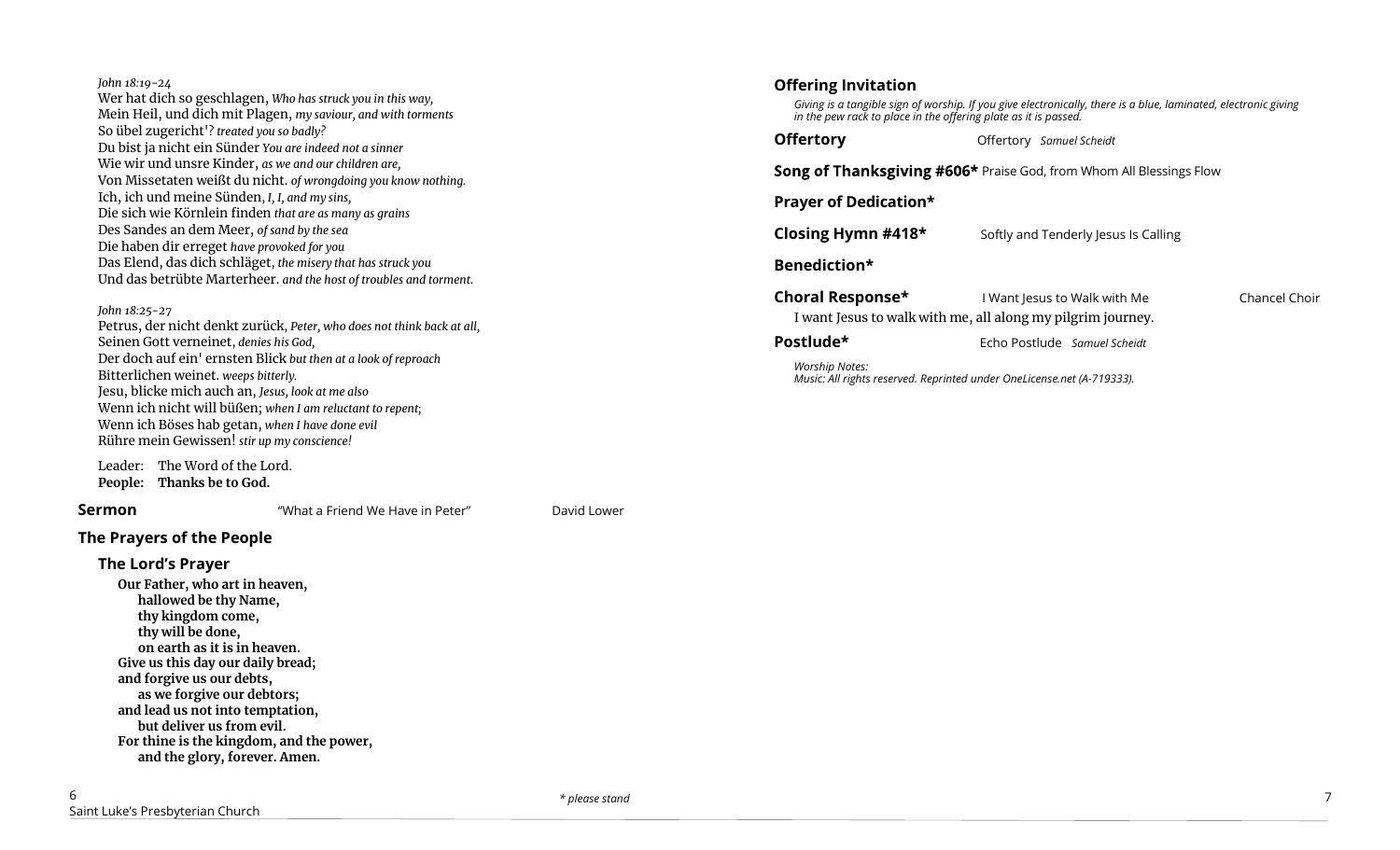*John 18:19-24*

Wer hat dich so geschlagen, *Who has struck you in this way,*
Mein Heil, und dich mit Plagen, *my saviour, and with torments*
So übel zugericht'? *treated you so badly?*
Du bist ja nicht ein Sünder *You are indeed not a sinner*
Wie wir und unsre Kinder, *as we and our children are,*
Von Missetaten weißt du nicht. *of wrongdoing you know nothing.*
Ich, ich und meine Sünden, *I, I, and my sins,*
Die sich wie Körnlein finden *that are as many as grains*
Des Sandes an dem Meer, *of sand by the sea*
Die haben dir erreget *have provoked for you*
Das Elend, das dich schläget, *the misery that has struck you*
Und das betrübte Marterheer. *and the host of troubles and torment.*

*John 18:25-27*

Petrus, der nicht denkt zurück, *Peter, who does not think back at all,*
Seinen Gott verneinet, *denies his God,*
Der doch auf ein' ernsten Blick *but then at a look of reproach*
Bitterlichen weinet. *weeps bitterly.*
Jesu, blicke mich auch an, *Jesus, look at me also*
Wenn ich nicht will büßen; *when I am reluctant to repent;*
Wenn ich Böses hab getan, *when I have done evil*
Rühre mein Gewissen! *stir up my conscience!*

Leader: The Word of the Lord.
**People: Thanks be to God.**

**Sermon** "What a Friend We Have in Peter" David Lower

### The Prayers of the People

#### The Lord's Prayer

**Our Father, who art in heaven,**
**hallowed be thy Name,**
**thy kingdom come,**
**thy will be done,**
**on earth as it is in heaven.**
**Give us this day our daily bread;**
**and forgive us our debts,**
**as we forgive our debtors;**
**and lead us not into temptation,**
**but deliver us from evil.**
**For thine is the kingdom, and the power,**
**and the glory, forever. Amen.**

### Offering Invitation

*Giving is a tangible sign of worship. If you give electronically, there is a blue, laminated, electronic giving in the pew rack to place in the offering plate as it is passed.*

**Offertory** Offertory *Samuel Scheidt*

**Song of Thanksgiving #606*** Praise God, from Whom All Blessings Flow

**Prayer of Dedication***

**Closing Hymn #418*** Softly and Tenderly Jesus Is Calling

**Benediction***

**Choral Response*** I Want Jesus to Walk with Me Chancel Choir

I want Jesus to walk with me, all along my pilgrim journey.

**Postlude*** Echo Postlude *Samuel Scheidt*

*Worship Notes:*
*Music: All rights reserved. Reprinted under OneLicense.net (A-719333).*

*\* please stand*